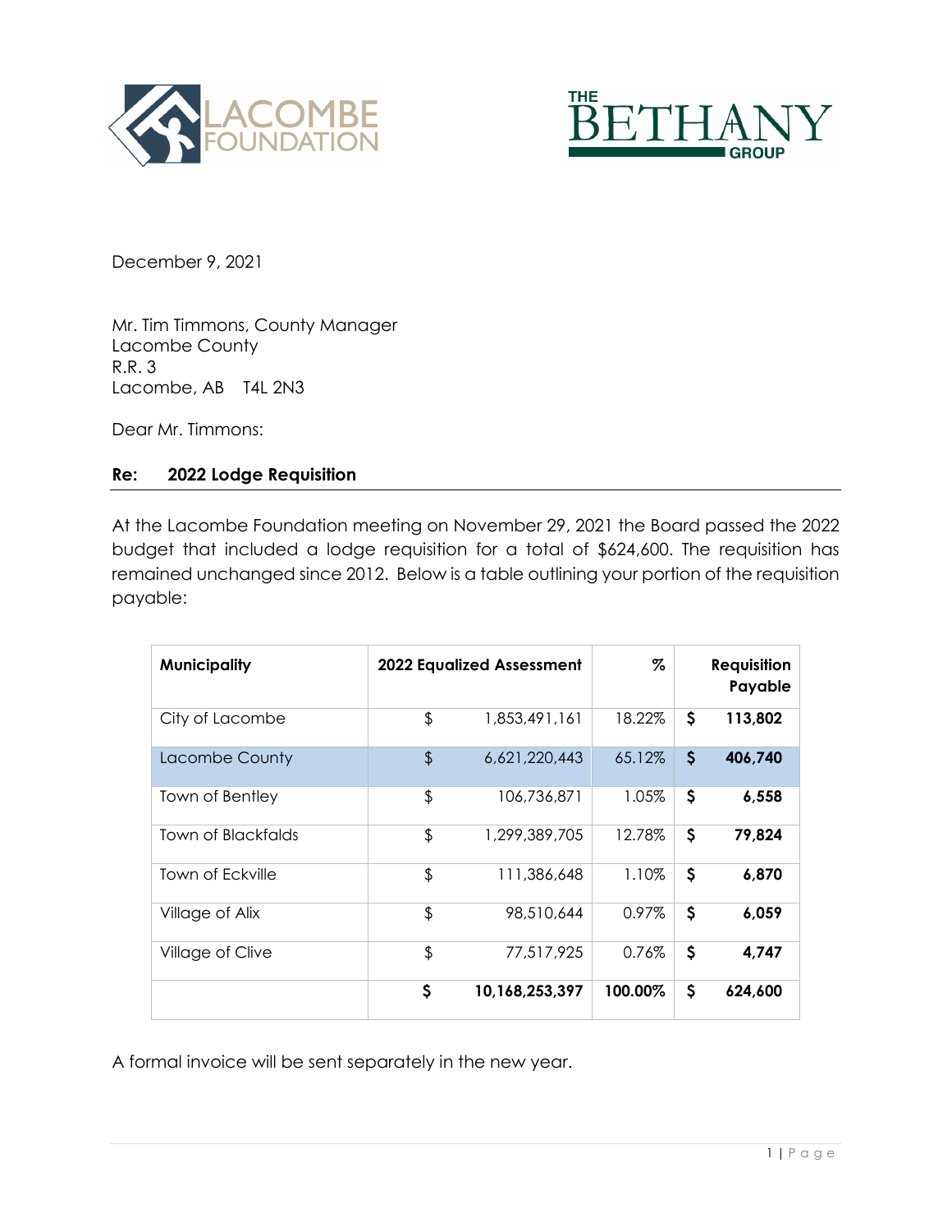December 9, 2021

Mr. Tim Timmons, County Manager
Lacombe County
R.R. 3
Lacombe, AB T4L 2N3

Dear Mr. Timmons:

**Re: 2022 Lodge Requisition**

At the Lacombe Foundation meeting on November 29, 2021 the Board passed the 2022 budget that included a lodge requisition for a total of $624,600. The requisition has remained unchanged since 2012. Below is a table outlining your portion of the requisition payable:

| Municipality | 2022 Equalized Assessment | % | Requisition Payable |
|---|---|---|---|
| City of Lacombe | $ 1,853,491,161 | 18.22% | $ **113,802** |
| Lacombe County | $ 6,621,220,443 | 65.12% | $ **406,740** |
| Town of Bentley | $ 106,736,871 | 1.05% | $ **6,558** |
| Town of Blackfalds | $ 1,299,389,705 | 12.78% | $ **79,824** |
| Town of Eckville | $ 111,386,648 | 1.10% | $ **6,870** |
| Village of Alix | $ 98,510,644 | 0.97% | $ **6,059** |
| Village of Clive | $ 77,517,925 | 0.76% | $ **4,747** |
| | **$ 10,168,253,397** | **100.00%** | **$ 624,600** |

A formal invoice will be sent separately in the new year.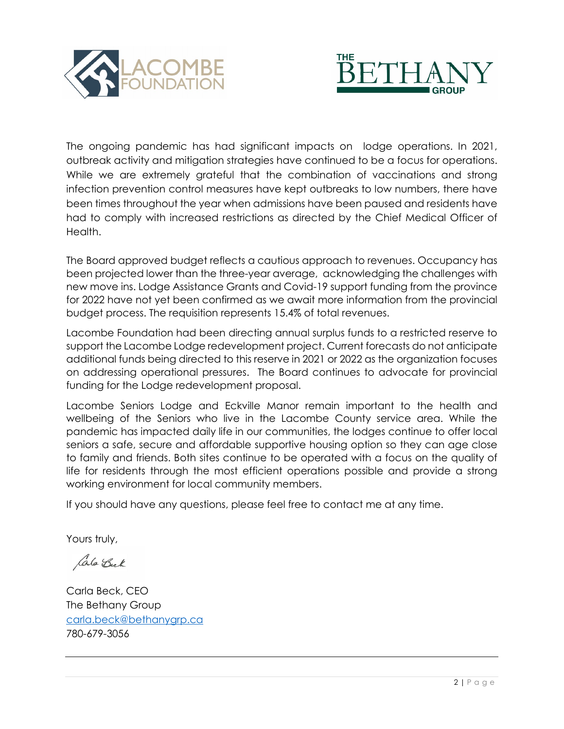The ongoing pandemic has had significant impacts on lodge operations. In 2021, outbreak activity and mitigation strategies have continued to be a focus for operations. While we are extremely grateful that the combination of vaccinations and strong infection prevention control measures have kept outbreaks to low numbers, there have been times throughout the year when admissions have been paused and residents have had to comply with increased restrictions as directed by the Chief Medical Officer of Health.

The Board approved budget reflects a cautious approach to revenues. Occupancy has been projected lower than the three-year average, acknowledging the challenges with new move ins. Lodge Assistance Grants and Covid-19 support funding from the province for 2022 have not yet been confirmed as we await more information from the provincial budget process. The requisition represents 15.4% of total revenues.

Lacombe Foundation had been directing annual surplus funds to a restricted reserve to support the Lacombe Lodge redevelopment project. Current forecasts do not anticipate additional funds being directed to this reserve in 2021 or 2022 as the organization focuses on addressing operational pressures. The Board continues to advocate for provincial funding for the Lodge redevelopment proposal.

Lacombe Seniors Lodge and Eckville Manor remain important to the health and wellbeing of the Seniors who live in the Lacombe County service area. While the pandemic has impacted daily life in our communities, the lodges continue to offer local seniors a safe, secure and affordable supportive housing option so they can age close to family and friends. Both sites continue to be operated with a focus on the quality of life for residents through the most efficient operations possible and provide a strong working environment for local community members.

If you should have any questions, please feel free to contact me at any time.

Yours truly,

Carla Beck, CEO
The Bethany Group
carla.beck@bethanygrp.ca
780-679-3056